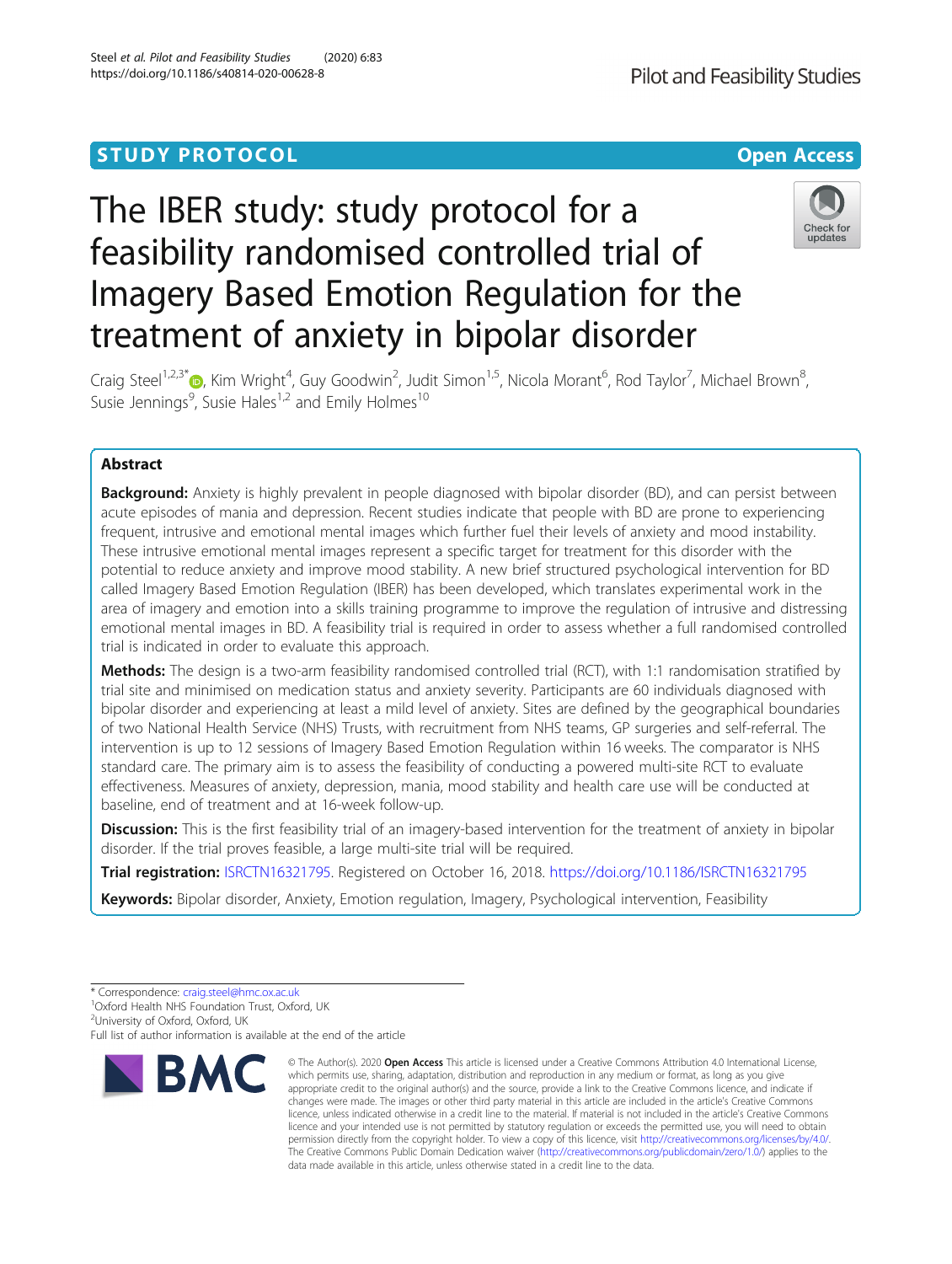STUDY PROTOCOL

Open Access

# The IBER study: study protocol for a feasibility randomised controlled trial of Imagery Based Emotion Regulation for the treatment of anxiety in bipolar disorder

Craig Steel[1,2,3*], Kim Wright[4], Guy Goodwin[2], Judit Simon[1,5], Nicola Morant[6], Rod Taylor[7], Michael Brown[8], Susie Jennings[9], Susie Hales[1,2] and Emily Holmes[10]

## Abstract

**Background:** Anxiety is highly prevalent in people diagnosed with bipolar disorder (BD), and can persist between acute episodes of mania and depression. Recent studies indicate that people with BD are prone to experiencing frequent, intrusive and emotional mental images which further fuel their levels of anxiety and mood instability. These intrusive emotional mental images represent a specific target for treatment for this disorder with the potential to reduce anxiety and improve mood stability. A new brief structured psychological intervention for BD called Imagery Based Emotion Regulation (IBER) has been developed, which translates experimental work in the area of imagery and emotion into a skills training programme to improve the regulation of intrusive and distressing emotional mental images in BD. A feasibility trial is required in order to assess whether a full randomised controlled trial is indicated in order to evaluate this approach.

**Methods:** The design is a two-arm feasibility randomised controlled trial (RCT), with 1:1 randomisation stratified by trial site and minimised on medication status and anxiety severity. Participants are 60 individuals diagnosed with bipolar disorder and experiencing at least a mild level of anxiety. Sites are defined by the geographical boundaries of two National Health Service (NHS) Trusts, with recruitment from NHS teams, GP surgeries and self-referral. The intervention is up to 12 sessions of Imagery Based Emotion Regulation within 16 weeks. The comparator is NHS standard care. The primary aim is to assess the feasibility of conducting a powered multi-site RCT to evaluate effectiveness. Measures of anxiety, depression, mania, mood stability and health care use will be conducted at baseline, end of treatment and at 16-week follow-up.

**Discussion:** This is the first feasibility trial of an imagery-based intervention for the treatment of anxiety in bipolar disorder. If the trial proves feasible, a large multi-site trial will be required.

**Trial registration:** ISRCTN16321795. Registered on October 16, 2018. https://doi.org/10.1186/ISRCTN16321795

**Keywords:** Bipolar disorder, Anxiety, Emotion regulation, Imagery, Psychological intervention, Feasibility

---

* Correspondence: craig.steel@hmc.ox.ac.uk
[1]Oxford Health NHS Foundation Trust, Oxford, UK
[2]University of Oxford, Oxford, UK
Full list of author information is available at the end of the article

© The Author(s). 2020 **Open Access** This article is licensed under a Creative Commons Attribution 4.0 International License, which permits use, sharing, adaptation, distribution and reproduction in any medium or format, as long as you give appropriate credit to the original author(s) and the source, provide a link to the Creative Commons licence, and indicate if changes were made. The images or other third party material in this article are included in the article's Creative Commons licence, unless indicated otherwise in a credit line to the material. If material is not included in the article's Creative Commons licence and your intended use is not permitted by statutory regulation or exceeds the permitted use, you will need to obtain permission directly from the copyright holder. To view a copy of this licence, visit http://creativecommons.org/licenses/by/4.0/. The Creative Commons Public Domain Dedication waiver (http://creativecommons.org/publicdomain/zero/1.0/) applies to the data made available in this article, unless otherwise stated in a credit line to the data.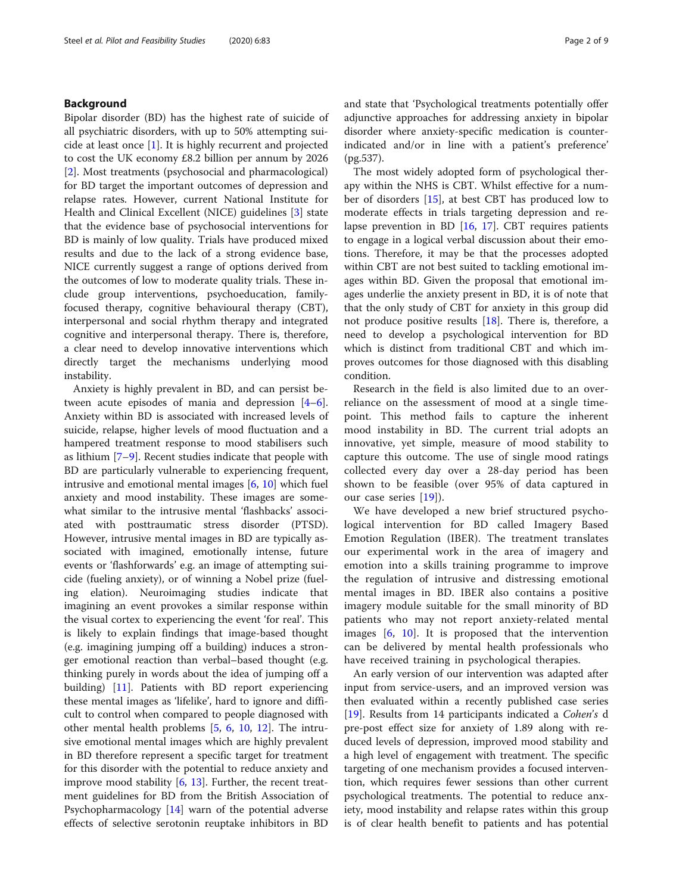## Background

Bipolar disorder (BD) has the highest rate of suicide of all psychiatric disorders, with up to 50% attempting suicide at least once [1]. It is highly recurrent and projected to cost the UK economy £8.2 billion per annum by 2026 [2]. Most treatments (psychosocial and pharmacological) for BD target the important outcomes of depression and relapse rates. However, current National Institute for Health and Clinical Excellent (NICE) guidelines [3] state that the evidence base of psychosocial interventions for BD is mainly of low quality. Trials have produced mixed results and due to the lack of a strong evidence base, NICE currently suggest a range of options derived from the outcomes of low to moderate quality trials. These include group interventions, psychoeducation, family-focused therapy, cognitive behavioural therapy (CBT), interpersonal and social rhythm therapy and integrated cognitive and interpersonal therapy. There is, therefore, a clear need to develop innovative interventions which directly target the mechanisms underlying mood instability.

Anxiety is highly prevalent in BD, and can persist between acute episodes of mania and depression [4–6]. Anxiety within BD is associated with increased levels of suicide, relapse, higher levels of mood fluctuation and a hampered treatment response to mood stabilisers such as lithium [7–9]. Recent studies indicate that people with BD are particularly vulnerable to experiencing frequent, intrusive and emotional mental images [6, 10] which fuel anxiety and mood instability. These images are somewhat similar to the intrusive mental 'flashbacks' associated with posttraumatic stress disorder (PTSD). However, intrusive mental images in BD are typically associated with imagined, emotionally intense, future events or 'flashforwards' e.g. an image of attempting suicide (fueling anxiety), or of winning a Nobel prize (fueling elation). Neuroimaging studies indicate that imagining an event provokes a similar response within the visual cortex to experiencing the event 'for real'. This is likely to explain findings that image-based thought (e.g. imagining jumping off a building) induces a stronger emotional reaction than verbal–based thought (e.g. thinking purely in words about the idea of jumping off a building) [11]. Patients with BD report experiencing these mental images as 'lifelike', hard to ignore and difficult to control when compared to people diagnosed with other mental health problems [5, 6, 10, 12]. The intrusive emotional mental images which are highly prevalent in BD therefore represent a specific target for treatment for this disorder with the potential to reduce anxiety and improve mood stability [6, 13]. Further, the recent treatment guidelines for BD from the British Association of Psychopharmacology [14] warn of the potential adverse effects of selective serotonin reuptake inhibitors in BD and state that 'Psychological treatments potentially offer adjunctive approaches for addressing anxiety in bipolar disorder where anxiety-specific medication is counter-indicated and/or in line with a patient's preference' (pg.537).

The most widely adopted form of psychological therapy within the NHS is CBT. Whilst effective for a number of disorders [15], at best CBT has produced low to moderate effects in trials targeting depression and relapse prevention in BD [16, 17]. CBT requires patients to engage in a logical verbal discussion about their emotions. Therefore, it may be that the processes adopted within CBT are not best suited to tackling emotional images within BD. Given the proposal that emotional images underlie the anxiety present in BD, it is of note that that the only study of CBT for anxiety in this group did not produce positive results [18]. There is, therefore, a need to develop a psychological intervention for BD which is distinct from traditional CBT and which improves outcomes for those diagnosed with this disabling condition.

Research in the field is also limited due to an over-reliance on the assessment of mood at a single time-point. This method fails to capture the inherent mood instability in BD. The current trial adopts an innovative, yet simple, measure of mood stability to capture this outcome. The use of single mood ratings collected every day over a 28-day period has been shown to be feasible (over 95% of data captured in our case series [19]).

We have developed a new brief structured psychological intervention for BD called Imagery Based Emotion Regulation (IBER). The treatment translates our experimental work in the area of imagery and emotion into a skills training programme to improve the regulation of intrusive and distressing emotional mental images in BD. IBER also contains a positive imagery module suitable for the small minority of BD patients who may not report anxiety-related mental images [6, 10]. It is proposed that the intervention can be delivered by mental health professionals who have received training in psychological therapies.

An early version of our intervention was adapted after input from service-users, and an improved version was then evaluated within a recently published case series [19]. Results from 14 participants indicated a *Cohen's* d pre-post effect size for anxiety of 1.89 along with reduced levels of depression, improved mood stability and a high level of engagement with treatment. The specific targeting of one mechanism provides a focused intervention, which requires fewer sessions than other current psychological treatments. The potential to reduce anxiety, mood instability and relapse rates within this group is of clear health benefit to patients and has potential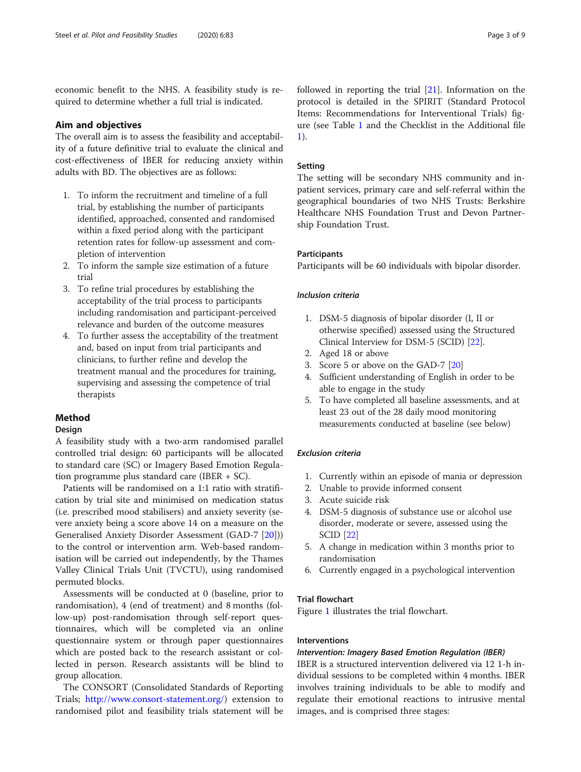economic benefit to the NHS. A feasibility study is required to determine whether a full trial is indicated.

## Aim and objectives

The overall aim is to assess the feasibility and acceptability of a future definitive trial to evaluate the clinical and cost-effectiveness of IBER for reducing anxiety within adults with BD. The objectives are as follows:

1. To inform the recruitment and timeline of a full trial, by establishing the number of participants identified, approached, consented and randomised within a fixed period along with the participant retention rates for follow-up assessment and completion of intervention
2. To inform the sample size estimation of a future trial
3. To refine trial procedures by establishing the acceptability of the trial process to participants including randomisation and participant-perceived relevance and burden of the outcome measures
4. To further assess the acceptability of the treatment and, based on input from trial participants and clinicians, to further refine and develop the treatment manual and the procedures for training, supervising and assessing the competence of trial therapists

## Method

### Design

A feasibility study with a two-arm randomised parallel controlled trial design: 60 participants will be allocated to standard care (SC) or Imagery Based Emotion Regulation programme plus standard care (IBER + SC).

Patients will be randomised on a 1:1 ratio with stratification by trial site and minimised on medication status (i.e. prescribed mood stabilisers) and anxiety severity (severe anxiety being a score above 14 on a measure on the Generalised Anxiety Disorder Assessment (GAD-7 [20])) to the control or intervention arm. Web-based randomisation will be carried out independently, by the Thames Valley Clinical Trials Unit (TVCTU), using randomised permuted blocks.

Assessments will be conducted at 0 (baseline, prior to randomisation), 4 (end of treatment) and 8 months (follow-up) post-randomisation through self-report questionnaires, which will be completed via an online questionnaire system or through paper questionnaires which are posted back to the research assistant or collected in person. Research assistants will be blind to group allocation.

The CONSORT (Consolidated Standards of Reporting Trials; http://www.consort-statement.org/) extension to randomised pilot and feasibility trials statement will be followed in reporting the trial [21]. Information on the protocol is detailed in the SPIRIT (Standard Protocol Items: Recommendations for Interventional Trials) figure (see Table 1 and the Checklist in the Additional file 1).

### Setting

The setting will be secondary NHS community and inpatient services, primary care and self-referral within the geographical boundaries of two NHS Trusts: Berkshire Healthcare NHS Foundation Trust and Devon Partnership Foundation Trust.

### Participants

Participants will be 60 individuals with bipolar disorder.

#### *Inclusion criteria*

1. DSM-5 diagnosis of bipolar disorder (I, II or otherwise specified) assessed using the Structured Clinical Interview for DSM-5 (SCID) [22].
2. Aged 18 or above
3. Score 5 or above on the GAD-7 [20]
4. Sufficient understanding of English in order to be able to engage in the study
5. To have completed all baseline assessments, and at least 23 out of the 28 daily mood monitoring measurements conducted at baseline (see below)

#### *Exclusion criteria*

1. Currently within an episode of mania or depression
2. Unable to provide informed consent
3. Acute suicide risk
4. DSM-5 diagnosis of substance use or alcohol use disorder, moderate or severe, assessed using the SCID [22]
5. A change in medication within 3 months prior to randomisation
6. Currently engaged in a psychological intervention

### Trial flowchart

Figure 1 illustrates the trial flowchart.

### Interventions

#### *Intervention: Imagery Based Emotion Regulation (IBER)*

IBER is a structured intervention delivered via 12 1-h individual sessions to be completed within 4 months. IBER involves training individuals to be able to modify and regulate their emotional reactions to intrusive mental images, and is comprised three stages: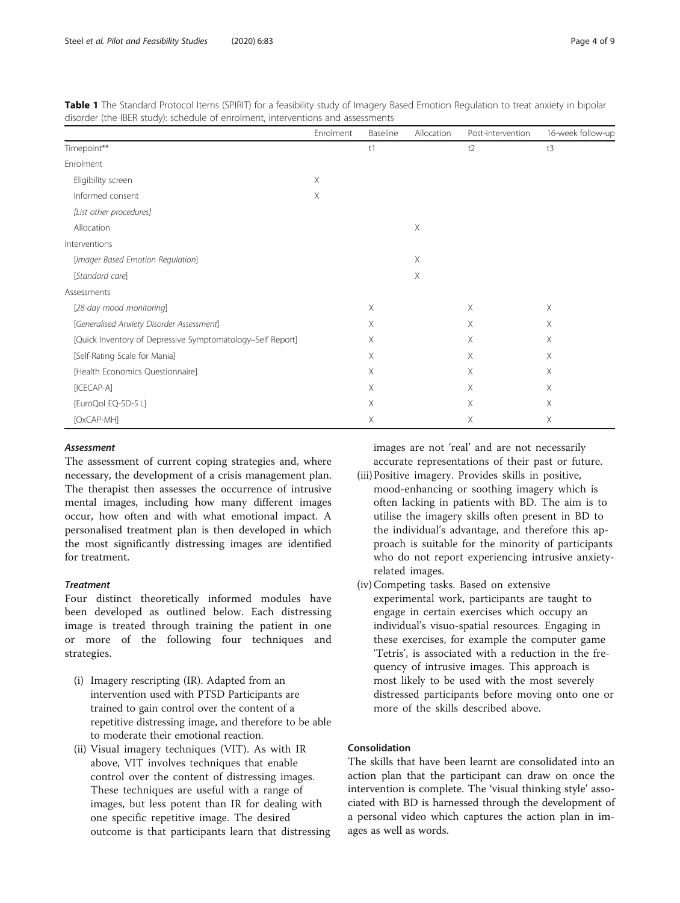**Table 1** The Standard Protocol Items (SPIRIT) for a feasibility study of Imagery Based Emotion Regulation to treat anxiety in bipolar disorder (the IBER study): schedule of enrolment, interventions and assessments

| | Enrolment | Baseline | Allocation | Post-intervention | 16-week follow-up |
|---|---|---|---|---|---|
| Timepoint** | | t1 | | t2 | t3 |
| Enrolment | | | | | |
| Eligibility screen | X | | | | |
| Informed consent | X | | | | |
| *[List other procedures]* | | | | | |
| Allocation | | | X | | |
| Interventions | | | | | |
| *[Imager Based Emotion Regulation]* | | | X | | |
| *[Standard care]* | | | X | | |
| Assessments | | | | | |
| *[28-day mood monitoring]* | | X | | X | X |
| *[Generalised Anxiety Disorder Assessment]* | | X | | X | X |
| [Quick Inventory of Depressive Symptomatology–Self Report] | | X | | X | X |
| [Self-Rating Scale for Mania] | | X | | X | X |
| [Health Economics Questionnaire] | | X | | X | X |
| [ICECAP-A] | | X | | X | X |
| [EuroQol EQ-5D-5 L] | | X | | X | X |
| [OxCAP-MH] | | X | | X | X |

#### Assessment

The assessment of current coping strategies and, where necessary, the development of a crisis management plan. The therapist then assesses the occurrence of intrusive mental images, including how many different images occur, how often and with what emotional impact. A personalised treatment plan is then developed in which the most significantly distressing images are identified for treatment.

#### Treatment

Four distinct theoretically informed modules have been developed as outlined below. Each distressing image is treated through training the patient in one or more of the following four techniques and strategies.

(i) Imagery rescripting (IR). Adapted from an intervention used with PTSD Participants are trained to gain control over the content of a repetitive distressing image, and therefore to be able to moderate their emotional reaction.

(ii) Visual imagery techniques (VIT). As with IR above, VIT involves techniques that enable control over the content of distressing images. These techniques are useful with a range of images, but less potent than IR for dealing with one specific repetitive image. The desired outcome is that participants learn that distressing images are not 'real' and are not necessarily accurate representations of their past or future.

(iii) Positive imagery. Provides skills in positive, mood-enhancing or soothing imagery which is often lacking in patients with BD. The aim is to utilise the imagery skills often present in BD to the individual's advantage, and therefore this approach is suitable for the minority of participants who do not report experiencing intrusive anxiety-related images.

(iv) Competing tasks. Based on extensive experimental work, participants are taught to engage in certain exercises which occupy an individual's visuo-spatial resources. Engaging in these exercises, for example the computer game 'Tetris', is associated with a reduction in the frequency of intrusive images. This approach is most likely to be used with the most severely distressed participants before moving onto one or more of the skills described above.

#### Consolidation

The skills that have been learnt are consolidated into an action plan that the participant can draw on once the intervention is complete. The 'visual thinking style' associated with BD is harnessed through the development of a personal video which captures the action plan in images as well as words.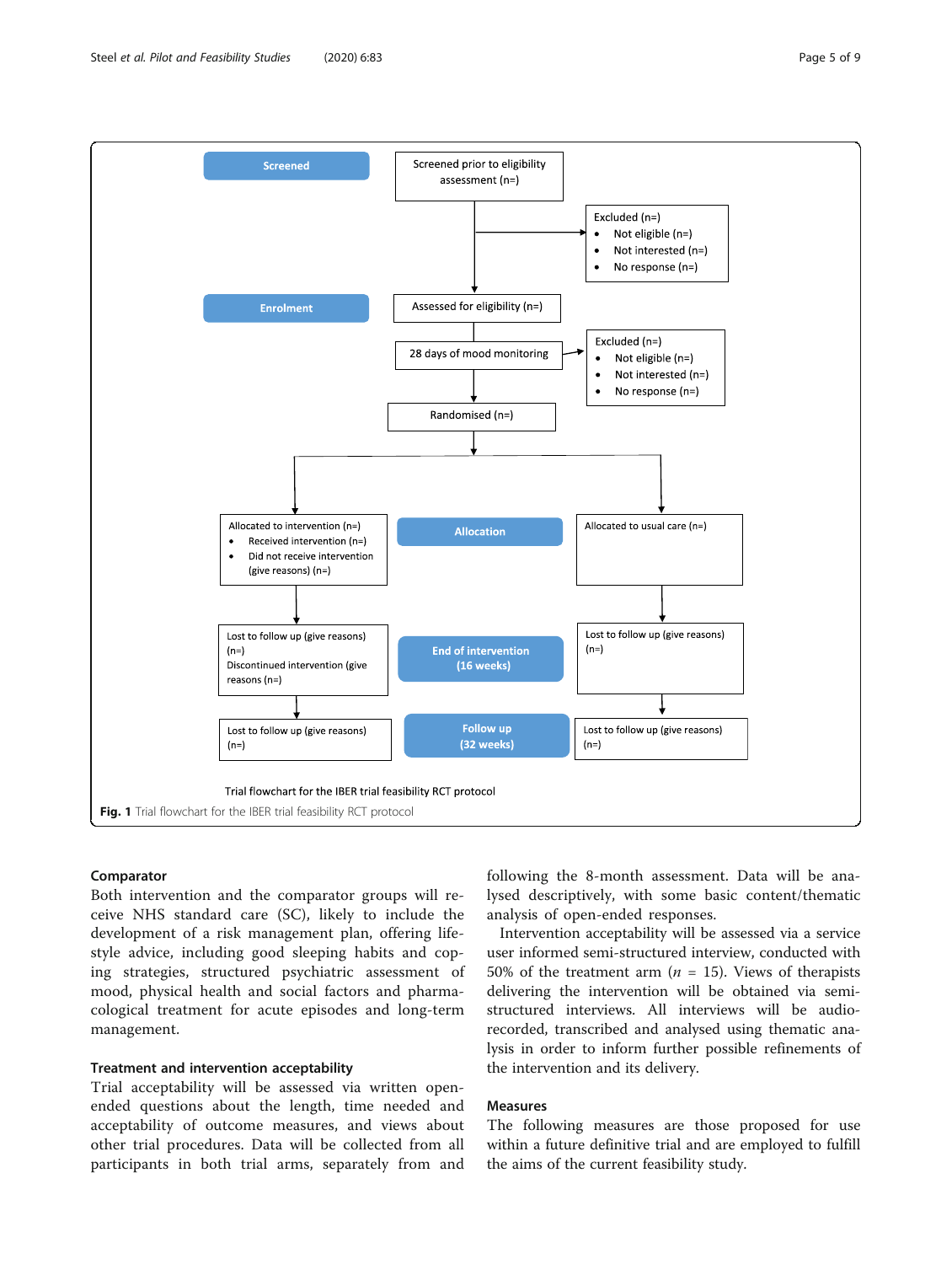Screened prior to eligibility assessment (n=)

Excluded (n=)
- Not eligible (n=)
- Not interested (n=)
- No response (n=)

Screened

Enrolment

Assessed for eligibility (n=)

28 days of mood monitoring

Excluded (n=)
- Not eligible (n=)
- Not interested (n=)
- No response (n=)

Randomised (n=)

Allocation

Allocated to intervention (n=)
- Received intervention (n=)
- Did not receive intervention (give reasons) (n=)

Allocated to usual care (n=)

End of intervention (16 weeks)

Lost to follow up (give reasons) (n=)
Discontinued intervention (give reasons (n=)

Lost to follow up (give reasons) (n=)

Follow up (32 weeks)

Lost to follow up (give reasons) (n=)

Lost to follow up (give reasons) (n=)

Trial flowchart for the IBER trial feasibility RCT protocol

**Fig. 1** Trial flowchart for the IBER trial feasibility RCT protocol

### Comparator

Both intervention and the comparator groups will receive NHS standard care (SC), likely to include the development of a risk management plan, offering lifestyle advice, including good sleeping habits and coping strategies, structured psychiatric assessment of mood, physical health and social factors and pharmacological treatment for acute episodes and long-term management.

### Treatment and intervention acceptability

Trial acceptability will be assessed via written open-ended questions about the length, time needed and acceptability of outcome measures, and views about other trial procedures. Data will be collected from all participants in both trial arms, separately from and following the 8-month assessment. Data will be analysed descriptively, with some basic content/thematic analysis of open-ended responses.

Intervention acceptability will be assessed via a service user informed semi-structured interview, conducted with 50% of the treatment arm ($n$ = 15). Views of therapists delivering the intervention will be obtained via semi-structured interviews. All interviews will be audio-recorded, transcribed and analysed using thematic analysis in order to inform further possible refinements of the intervention and its delivery.

### Measures

The following measures are those proposed for use within a future definitive trial and are employed to fulfill the aims of the current feasibility study.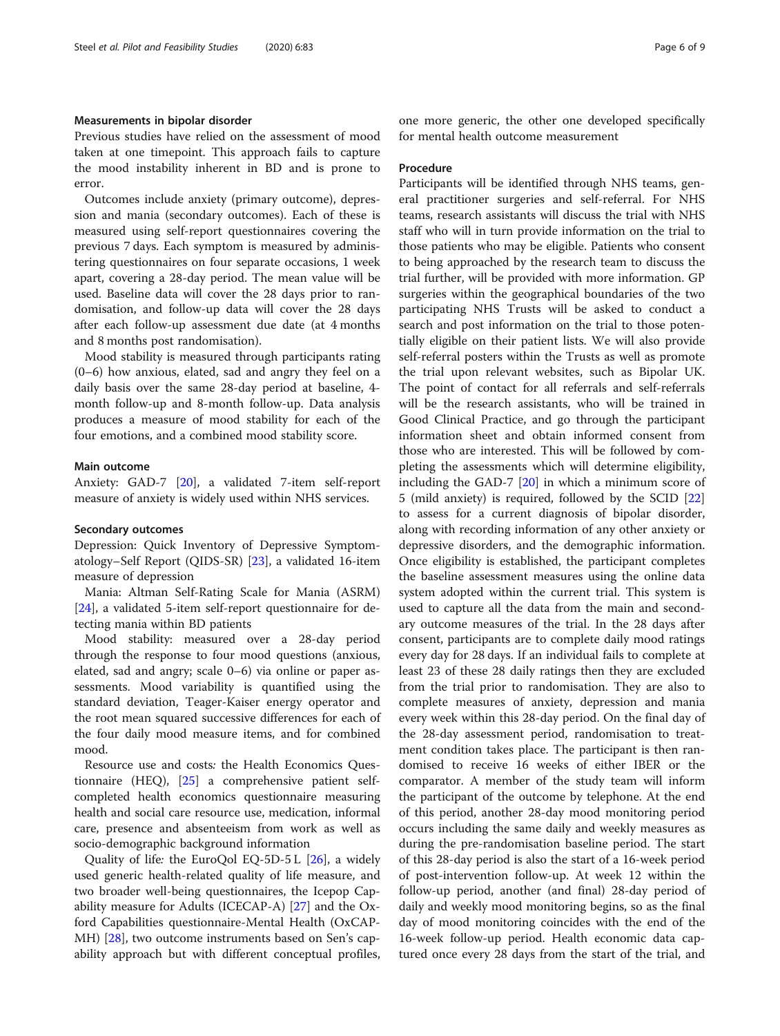### Measurements in bipolar disorder

Previous studies have relied on the assessment of mood taken at one timepoint. This approach fails to capture the mood instability inherent in BD and is prone to error.

Outcomes include anxiety (primary outcome), depression and mania (secondary outcomes). Each of these is measured using self-report questionnaires covering the previous 7 days. Each symptom is measured by administering questionnaires on four separate occasions, 1 week apart, covering a 28-day period. The mean value will be used. Baseline data will cover the 28 days prior to randomisation, and follow-up data will cover the 28 days after each follow-up assessment due date (at 4 months and 8 months post randomisation).

Mood stability is measured through participants rating (0–6) how anxious, elated, sad and angry they feel on a daily basis over the same 28-day period at baseline, 4-month follow-up and 8-month follow-up. Data analysis produces a measure of mood stability for each of the four emotions, and a combined mood stability score.

### Main outcome

Anxiety: GAD-7 [20], a validated 7-item self-report measure of anxiety is widely used within NHS services.

### Secondary outcomes

Depression: Quick Inventory of Depressive Symptomatology–Self Report (QIDS-SR) [23], a validated 16-item measure of depression

Mania: Altman Self-Rating Scale for Mania (ASRM) [24], a validated 5-item self-report questionnaire for detecting mania within BD patients

Mood stability: measured over a 28-day period through the response to four mood questions (anxious, elated, sad and angry; scale 0–6) via online or paper assessments. Mood variability is quantified using the standard deviation, Teager-Kaiser energy operator and the root mean squared successive differences for each of the four daily mood measure items, and for combined mood.

Resource use and costs*:* the Health Economics Questionnaire (HEQ), [25] a comprehensive patient self-completed health economics questionnaire measuring health and social care resource use, medication, informal care, presence and absenteeism from work as well as socio-demographic background information

Quality of life*:* the EuroQol EQ-5D-5 L [26], a widely used generic health-related quality of life measure, and two broader well-being questionnaires, the Icepop Capability measure for Adults (ICECAP-A) [27] and the Oxford Capabilities questionnaire-Mental Health (OxCAP-MH) [28], two outcome instruments based on Sen's capability approach but with different conceptual profiles, one more generic, the other one developed specifically for mental health outcome measurement

### Procedure

Participants will be identified through NHS teams, general practitioner surgeries and self-referral. For NHS teams, research assistants will discuss the trial with NHS staff who will in turn provide information on the trial to those patients who may be eligible. Patients who consent to being approached by the research team to discuss the trial further, will be provided with more information. GP surgeries within the geographical boundaries of the two participating NHS Trusts will be asked to conduct a search and post information on the trial to those potentially eligible on their patient lists. We will also provide self-referral posters within the Trusts as well as promote the trial upon relevant websites, such as Bipolar UK. The point of contact for all referrals and self-referrals will be the research assistants, who will be trained in Good Clinical Practice, and go through the participant information sheet and obtain informed consent from those who are interested. This will be followed by completing the assessments which will determine eligibility, including the GAD-7 [20] in which a minimum score of 5 (mild anxiety) is required, followed by the SCID [22] to assess for a current diagnosis of bipolar disorder, along with recording information of any other anxiety or depressive disorders, and the demographic information. Once eligibility is established, the participant completes the baseline assessment measures using the online data system adopted within the current trial. This system is used to capture all the data from the main and secondary outcome measures of the trial. In the 28 days after consent, participants are to complete daily mood ratings every day for 28 days. If an individual fails to complete at least 23 of these 28 daily ratings then they are excluded from the trial prior to randomisation. They are also to complete measures of anxiety, depression and mania every week within this 28-day period. On the final day of the 28-day assessment period, randomisation to treatment condition takes place. The participant is then randomised to receive 16 weeks of either IBER or the comparator. A member of the study team will inform the participant of the outcome by telephone. At the end of this period, another 28-day mood monitoring period occurs including the same daily and weekly measures as during the pre-randomisation baseline period. The start of this 28-day period is also the start of a 16-week period of post-intervention follow-up. At week 12 within the follow-up period, another (and final) 28-day period of daily and weekly mood monitoring begins, so as the final day of mood monitoring coincides with the end of the 16-week follow-up period. Health economic data captured once every 28 days from the start of the trial, and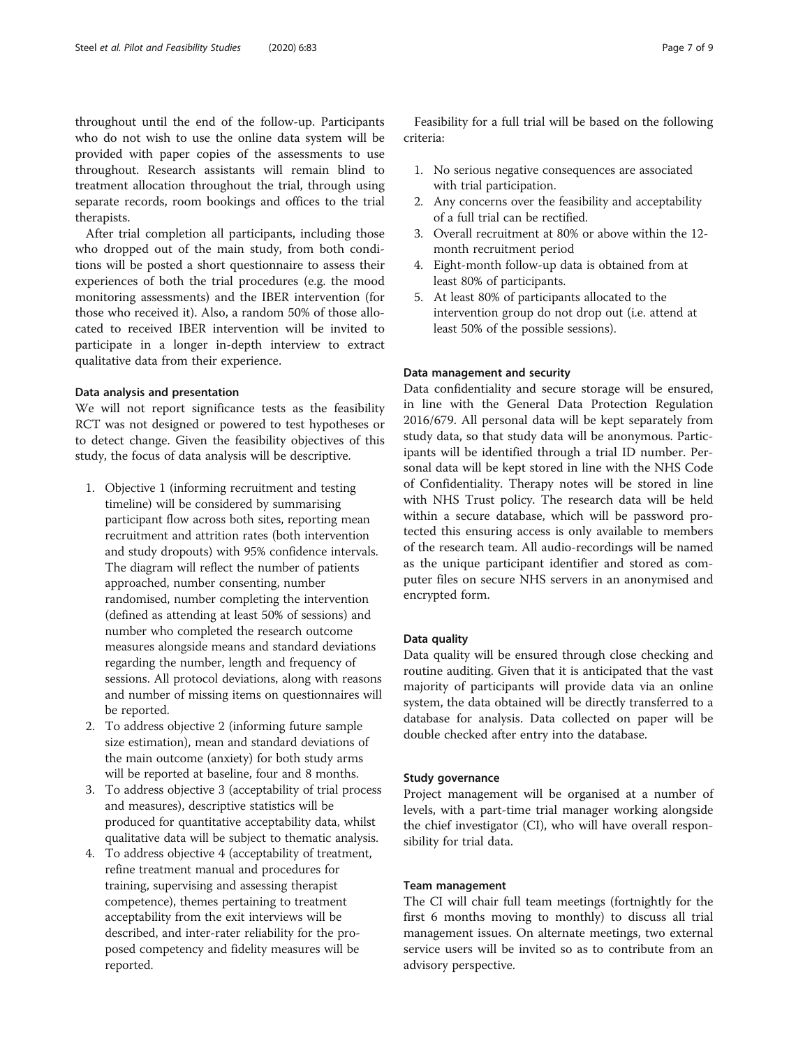throughout until the end of the follow-up. Participants who do not wish to use the online data system will be provided with paper copies of the assessments to use throughout. Research assistants will remain blind to treatment allocation throughout the trial, through using separate records, room bookings and offices to the trial therapists.

After trial completion all participants, including those who dropped out of the main study, from both conditions will be posted a short questionnaire to assess their experiences of both the trial procedures (e.g. the mood monitoring assessments) and the IBER intervention (for those who received it). Also, a random 50% of those allocated to received IBER intervention will be invited to participate in a longer in-depth interview to extract qualitative data from their experience.

### Data analysis and presentation

We will not report significance tests as the feasibility RCT was not designed or powered to test hypotheses or to detect change. Given the feasibility objectives of this study, the focus of data analysis will be descriptive.

1. Objective 1 (informing recruitment and testing timeline) will be considered by summarising participant flow across both sites, reporting mean recruitment and attrition rates (both intervention and study dropouts) with 95% confidence intervals. The diagram will reflect the number of patients approached, number consenting, number randomised, number completing the intervention (defined as attending at least 50% of sessions) and number who completed the research outcome measures alongside means and standard deviations regarding the number, length and frequency of sessions. All protocol deviations, along with reasons and number of missing items on questionnaires will be reported.
2. To address objective 2 (informing future sample size estimation), mean and standard deviations of the main outcome (anxiety) for both study arms will be reported at baseline, four and 8 months.
3. To address objective 3 (acceptability of trial process and measures), descriptive statistics will be produced for quantitative acceptability data, whilst qualitative data will be subject to thematic analysis.
4. To address objective 4 (acceptability of treatment, refine treatment manual and procedures for training, supervising and assessing therapist competence), themes pertaining to treatment acceptability from the exit interviews will be described, and inter-rater reliability for the proposed competency and fidelity measures will be reported.

Feasibility for a full trial will be based on the following criteria:

1. No serious negative consequences are associated with trial participation.
2. Any concerns over the feasibility and acceptability of a full trial can be rectified.
3. Overall recruitment at 80% or above within the 12-month recruitment period
4. Eight-month follow-up data is obtained from at least 80% of participants.
5. At least 80% of participants allocated to the intervention group do not drop out (i.e. attend at least 50% of the possible sessions).

### Data management and security

Data confidentiality and secure storage will be ensured, in line with the General Data Protection Regulation 2016/679. All personal data will be kept separately from study data, so that study data will be anonymous. Participants will be identified through a trial ID number. Personal data will be kept stored in line with the NHS Code of Confidentiality. Therapy notes will be stored in line with NHS Trust policy. The research data will be held within a secure database, which will be password protected this ensuring access is only available to members of the research team. All audio-recordings will be named as the unique participant identifier and stored as computer files on secure NHS servers in an anonymised and encrypted form.

### Data quality

Data quality will be ensured through close checking and routine auditing. Given that it is anticipated that the vast majority of participants will provide data via an online system, the data obtained will be directly transferred to a database for analysis. Data collected on paper will be double checked after entry into the database.

### Study governance

Project management will be organised at a number of levels, with a part-time trial manager working alongside the chief investigator (CI), who will have overall responsibility for trial data.

### Team management

The CI will chair full team meetings (fortnightly for the first 6 months moving to monthly) to discuss all trial management issues. On alternate meetings, two external service users will be invited so as to contribute from an advisory perspective.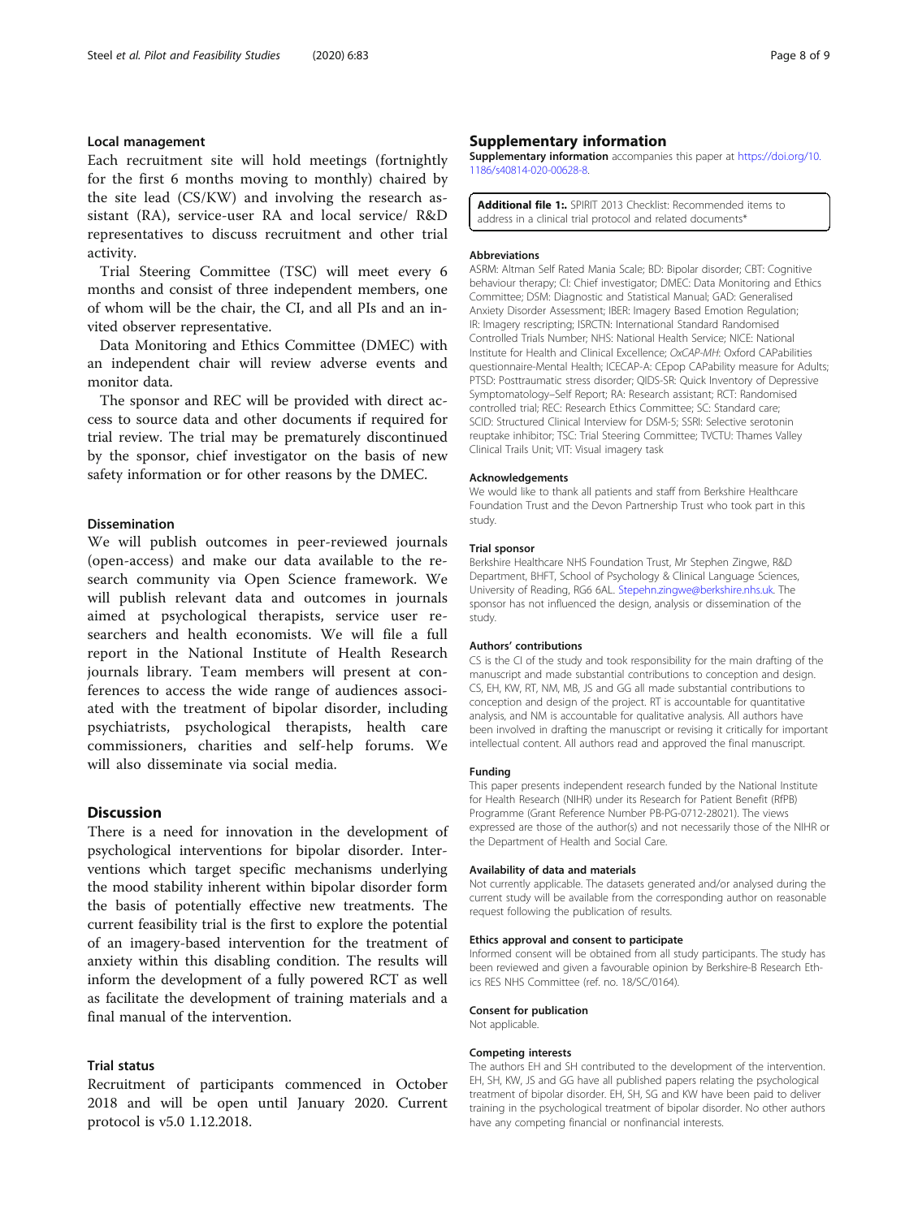### Local management

Each recruitment site will hold meetings (fortnightly for the first 6 months moving to monthly) chaired by the site lead (CS/KW) and involving the research assistant (RA), service-user RA and local service/ R&D representatives to discuss recruitment and other trial activity.

Trial Steering Committee (TSC) will meet every 6 months and consist of three independent members, one of whom will be the chair, the CI, and all PIs and an invited observer representative.

Data Monitoring and Ethics Committee (DMEC) with an independent chair will review adverse events and monitor data.

The sponsor and REC will be provided with direct access to source data and other documents if required for trial review. The trial may be prematurely discontinued by the sponsor, chief investigator on the basis of new safety information or for other reasons by the DMEC.

### Dissemination

We will publish outcomes in peer-reviewed journals (open-access) and make our data available to the research community via Open Science framework. We will publish relevant data and outcomes in journals aimed at psychological therapists, service user researchers and health economists. We will file a full report in the National Institute of Health Research journals library. Team members will present at conferences to access the wide range of audiences associated with the treatment of bipolar disorder, including psychiatrists, psychological therapists, health care commissioners, charities and self-help forums. We will also disseminate via social media.

## Discussion

There is a need for innovation in the development of psychological interventions for bipolar disorder. Interventions which target specific mechanisms underlying the mood stability inherent within bipolar disorder form the basis of potentially effective new treatments. The current feasibility trial is the first to explore the potential of an imagery-based intervention for the treatment of anxiety within this disabling condition. The results will inform the development of a fully powered RCT as well as facilitate the development of training materials and a final manual of the intervention.

### Trial status

Recruitment of participants commenced in October 2018 and will be open until January 2020. Current protocol is v5.0 1.12.2018.

## Supplementary information

**Supplementary information** accompanies this paper at https://doi.org/10.1186/s40814-020-00628-8.

**Additional file 1:.** SPIRIT 2013 Checklist: Recommended items to address in a clinical trial protocol and related documents*

#### Abbreviations

ASRM: Altman Self Rated Mania Scale; BD: Bipolar disorder; CBT: Cognitive behaviour therapy; CI: Chief investigator; DMEC: Data Monitoring and Ethics Committee; DSM: Diagnostic and Statistical Manual; GAD: Generalised Anxiety Disorder Assessment; IBER: Imagery Based Emotion Regulation; IR: Imagery rescripting; ISRCTN: International Standard Randomised Controlled Trials Number; NHS: National Health Service; NICE: National Institute for Health and Clinical Excellence; *OxCAP-MH*: Oxford CAPabilities questionnaire-Mental Health; ICECAP-A: CEpop CAPability measure for Adults; PTSD: Posttraumatic stress disorder; QIDS-SR: Quick Inventory of Depressive Symptomatology–Self Report; RA: Research assistant; RCT: Randomised controlled trial; REC: Research Ethics Committee; SC: Standard care; SCID: Structured Clinical Interview for DSM-5; SSRI: Selective serotonin reuptake inhibitor; TSC: Trial Steering Committee; TVCTU: Thames Valley Clinical Trails Unit; VIT: Visual imagery task

#### Acknowledgements

We would like to thank all patients and staff from Berkshire Healthcare Foundation Trust and the Devon Partnership Trust who took part in this study.

#### Trial sponsor

Berkshire Healthcare NHS Foundation Trust, Mr Stephen Zingwe, R&D Department, BHFT, School of Psychology & Clinical Language Sciences, University of Reading, RG6 6AL. Stepehn.zingwe@berkshire.nhs.uk. The sponsor has not influenced the design, analysis or dissemination of the study.

#### Authors' contributions

CS is the CI of the study and took responsibility for the main drafting of the manuscript and made substantial contributions to conception and design. CS, EH, KW, RT, NM, MB, JS and GG all made substantial contributions to conception and design of the project. RT is accountable for quantitative analysis, and NM is accountable for qualitative analysis. All authors have been involved in drafting the manuscript or revising it critically for important intellectual content. All authors read and approved the final manuscript.

#### Funding

This paper presents independent research funded by the National Institute for Health Research (NIHR) under its Research for Patient Benefit (RfPB) Programme (Grant Reference Number PB-PG-0712-28021). The views expressed are those of the author(s) and not necessarily those of the NIHR or the Department of Health and Social Care.

#### Availability of data and materials

Not currently applicable. The datasets generated and/or analysed during the current study will be available from the corresponding author on reasonable request following the publication of results.

#### Ethics approval and consent to participate

Informed consent will be obtained from all study participants. The study has been reviewed and given a favourable opinion by Berkshire-B Research Ethics RES NHS Committee (ref. no. 18/SC/0164).

#### Consent for publication

Not applicable.

#### Competing interests

The authors EH and SH contributed to the development of the intervention. EH, SH, KW, JS and GG have all published papers relating the psychological treatment of bipolar disorder. EH, SH, SG and KW have been paid to deliver training in the psychological treatment of bipolar disorder. No other authors have any competing financial or nonfinancial interests.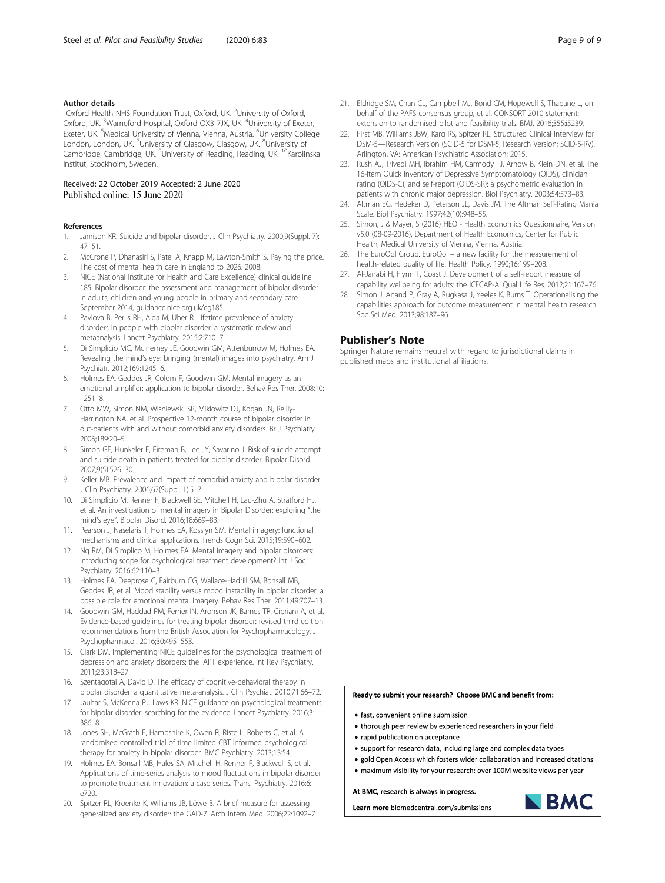#### Author details

[1]Oxford Health NHS Foundation Trust, Oxford, UK. [2]University of Oxford, Oxford, UK. [3]Warneford Hospital, Oxford OX3 7JX, UK. [4]University of Exeter, Exeter, UK. [5]Medical University of Vienna, Vienna, Austria. [6]University College London, London, UK. [7]University of Glasgow, Glasgow, UK. [8]University of Cambridge, Cambridge, UK. [9]University of Reading, Reading, UK. [10]Karolinska Institut, Stockholm, Sweden.

Received: 22 October 2019 Accepted: 2 June 2020
Published online: 15 June 2020

#### References

1. Jamison KR. Suicide and bipolar disorder. J Clin Psychiatry. 2000;9(Suppl. 7): 47–51.
2. McCrone P, Dhanasiri S, Patel A, Knapp M, Lawton-Smith S. Paying the price. The cost of mental health care in England to 2026. 2008.
3. NICE (National Institute for Health and Care Excellence) clinical guideline 185. Bipolar disorder: the assessment and management of bipolar disorder in adults, children and young people in primary and secondary care. September 2014, guidance.nice.org.uk/cg185.
4. Pavlova B, Perlis RH, Alda M, Uher R. Lifetime prevalence of anxiety disorders in people with bipolar disorder: a systematic review and metaanalysis. Lancet Psychiatry. 2015;2:710–7.
5. Di Simplicio MC, McInerney JE, Goodwin GM, Attenburrow M, Holmes EA. Revealing the mind's eye: bringing (mental) images into psychiatry. Am J Psychiatr. 2012;169:1245–6.
6. Holmes EA, Geddes JR, Colom F, Goodwin GM. Mental imagery as an emotional amplifier: application to bipolar disorder. Behav Res Ther. 2008;10: 1251–8.
7. Otto MW, Simon NM, Wisniewski SR, Miklowitz DJ, Kogan JN, Reilly-Harrington NA, et al. Prospective 12-month course of bipolar disorder in out-patients with and without comorbid anxiety disorders. Br J Psychiatry. 2006;189:20–5.
8. Simon GE, Hunkeler E, Fireman B, Lee JY, Savarino J. Risk of suicide attempt and suicide death in patients treated for bipolar disorder. Bipolar Disord. 2007;9(5):526–30.
9. Keller MB. Prevalence and impact of comorbid anxiety and bipolar disorder. J Clin Psychiatry. 2006;67(Suppl. 1):5–7.
10. Di Simplicio M, Renner F, Blackwell SE, Mitchell H, Lau-Zhu A, Stratford HJ, et al. An investigation of mental imagery in Bipolar Disorder: exploring "the mind's eye". Bipolar Disord. 2016;18:669–83.
11. Pearson J, Naselaris T, Holmes EA, Kosslyn SM. Mental imagery: functional mechanisms and clinical applications. Trends Cogn Sci. 2015;19:590–602.
12. Ng RM, Di Simplico M, Holmes EA. Mental imagery and bipolar disorders: introducing scope for psychological treatment development? Int J Soc Psychiatry. 2016;62:110–3.
13. Holmes EA, Deeprose C, Fairburn CG, Wallace-Hadrill SM, Bonsall MB, Geddes JR, et al. Mood stability versus mood instability in bipolar disorder: a possible role for emotional mental imagery. Behav Res Ther. 2011;49:707–13.
14. Goodwin GM, Haddad PM, Ferrier IN, Aronson JK, Barnes TR, Cipriani A, et al. Evidence-based guidelines for treating bipolar disorder: revised third edition recommendations from the British Association for Psychopharmacology. J Psychopharmacol. 2016;30:495–553.
15. Clark DM. Implementing NICE guidelines for the psychological treatment of depression and anxiety disorders: the IAPT experience. Int Rev Psychiatry. 2011;23:318–27.
16. Szentagotai A, David D. The efficacy of cognitive-behavioral therapy in bipolar disorder: a quantitative meta-analysis. J Clin Psychiat. 2010;71:66–72.
17. Jauhar S, McKenna PJ, Laws KR. NICE guidance on psychological treatments for bipolar disorder: searching for the evidence. Lancet Psychiatry. 2016;3: 386–8.
18. Jones SH, McGrath E, Hampshire K, Owen R, Riste L, Roberts C, et al. A randomised controlled trial of time limited CBT informed psychological therapy for anxiety in bipolar disorder. BMC Psychiatry. 2013;13:54.
19. Holmes EA, Bonsall MB, Hales SA, Mitchell H, Renner F, Blackwell S, et al. Applications of time-series analysis to mood fluctuations in bipolar disorder to promote treatment innovation: a case series. Transl Psychiatry. 2016;6: e720.
20. Spitzer RL, Kroenke K, Williams JB, Löwe B. A brief measure for assessing generalized anxiety disorder: the GAD-7. Arch Intern Med. 2006;22:1092–7.
21. Eldridge SM, Chan CL, Campbell MJ, Bond CM, Hopewell S, Thabane L, on behalf of the PAFS consensus group, et al. CONSORT 2010 statement: extension to randomised pilot and feasibility trials. BMJ. 2016;355:i5239.
22. First MB, Williams JBW, Karg RS, Spitzer RL. Structured Clinical Interview for DSM-5—Research Version (SCID-5 for DSM-5, Research Version; SCID-5-RV). Arlington, VA: American Psychiatric Association; 2015.
23. Rush AJ, Trivedi MH, Ibrahim HM, Carmody TJ, Arnow B, Klein DN, et al. The 16-Item Quick Inventory of Depressive Symptomatology (QIDS), clinician rating (QIDS-C), and self-report (QIDS-SR): a psychometric evaluation in patients with chronic major depression. Biol Psychiatry. 2003;54:573–83.
24. Altman EG, Hedeker D, Peterson JL, Davis JM. The Altman Self-Rating Mania Scale. Biol Psychiatry. 1997;42(10):948–55.
25. Simon, J & Mayer, S (2016) HEQ - Health Economics Questionnaire, Version v5.0 (08-09-2016), Department of Health Economics, Center for Public Health, Medical University of Vienna, Vienna, Austria.
26. The EuroQol Group. EuroQol – a new facility for the measurement of health-related quality of life. Health Policy. 1990;16:199–208.
27. Al-Janabi H, Flynn T, Coast J. Development of a self-report measure of capability wellbeing for adults: the ICECAP-A. Qual Life Res. 2012;21:167–76.
28. Simon J, Anand P, Gray A, Rugkasa J, Yeeles K, Burns T. Operationalising the capabilities approach for outcome measurement in mental health research. Soc Sci Med. 2013;98:187–96.

## Publisher's Note

Springer Nature remains neutral with regard to jurisdictional claims in published maps and institutional affiliations.

**Ready to submit your research? Choose BMC and benefit from:**

- fast, convenient online submission
- thorough peer review by experienced researchers in your field
- rapid publication on acceptance
- support for research data, including large and complex data types
- gold Open Access which fosters wider collaboration and increased citations
- maximum visibility for your research: over 100M website views per year

**At BMC, research is always in progress.**

**Learn more** biomedcentral.com/submissions